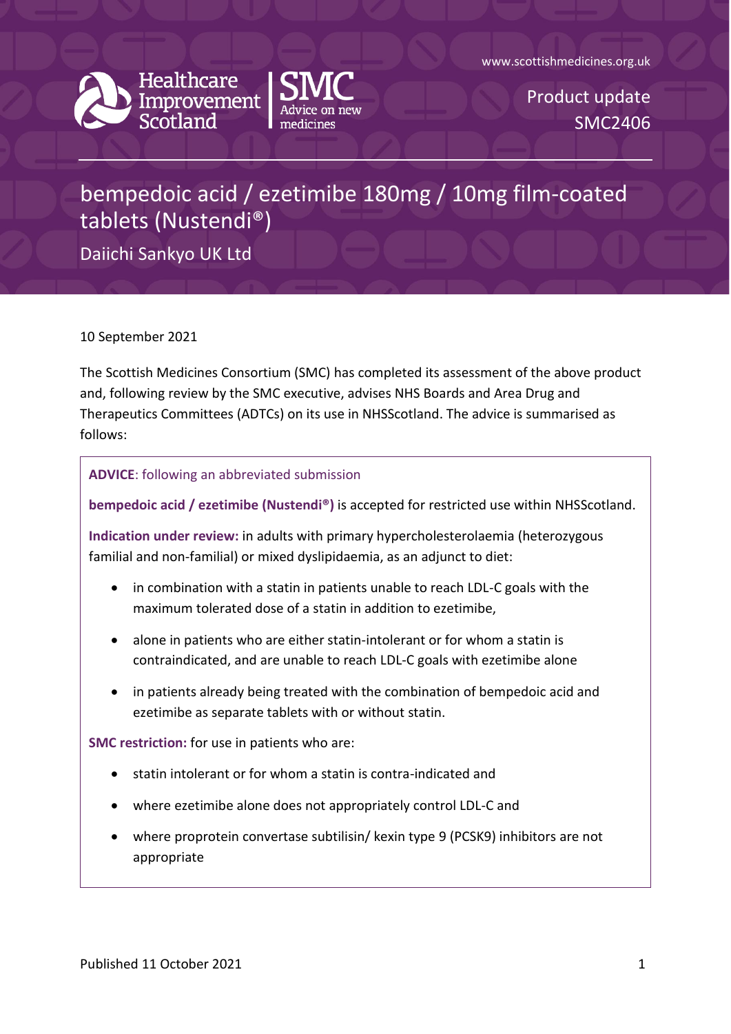www.scottishmedicines.org.uk

Healthcare Improvement Scotland | SMC Advice on new medicines

Product update
SMC2406

# bempedoic acid / ezetimibe 180mg / 10mg film-coated tablets (Nustendi®)

Daiichi Sankyo UK Ltd

10 September 2021

The Scottish Medicines Consortium (SMC) has completed its assessment of the above product and, following review by the SMC executive, advises NHS Boards and Area Drug and Therapeutics Committees (ADTCs) on its use in NHSScotland. The advice is summarised as follows:

**ADVICE**: following an abbreviated submission

**bempedoic acid / ezetimibe (Nustendi®)** is accepted for restricted use within NHSScotland.

**Indication under review:** in adults with primary hypercholesterolaemia (heterozygous familial and non-familial) or mixed dyslipidaemia, as an adjunct to diet:

- in combination with a statin in patients unable to reach LDL-C goals with the maximum tolerated dose of a statin in addition to ezetimibe,
- alone in patients who are either statin-intolerant or for whom a statin is contraindicated, and are unable to reach LDL-C goals with ezetimibe alone
- in patients already being treated with the combination of bempedoic acid and ezetimibe as separate tablets with or without statin.

**SMC restriction:** for use in patients who are:

- statin intolerant or for whom a statin is contra-indicated and
- where ezetimibe alone does not appropriately control LDL-C and
- where proprotein convertase subtilisin/ kexin type 9 (PCSK9) inhibitors are not appropriate

Published 11 October 2021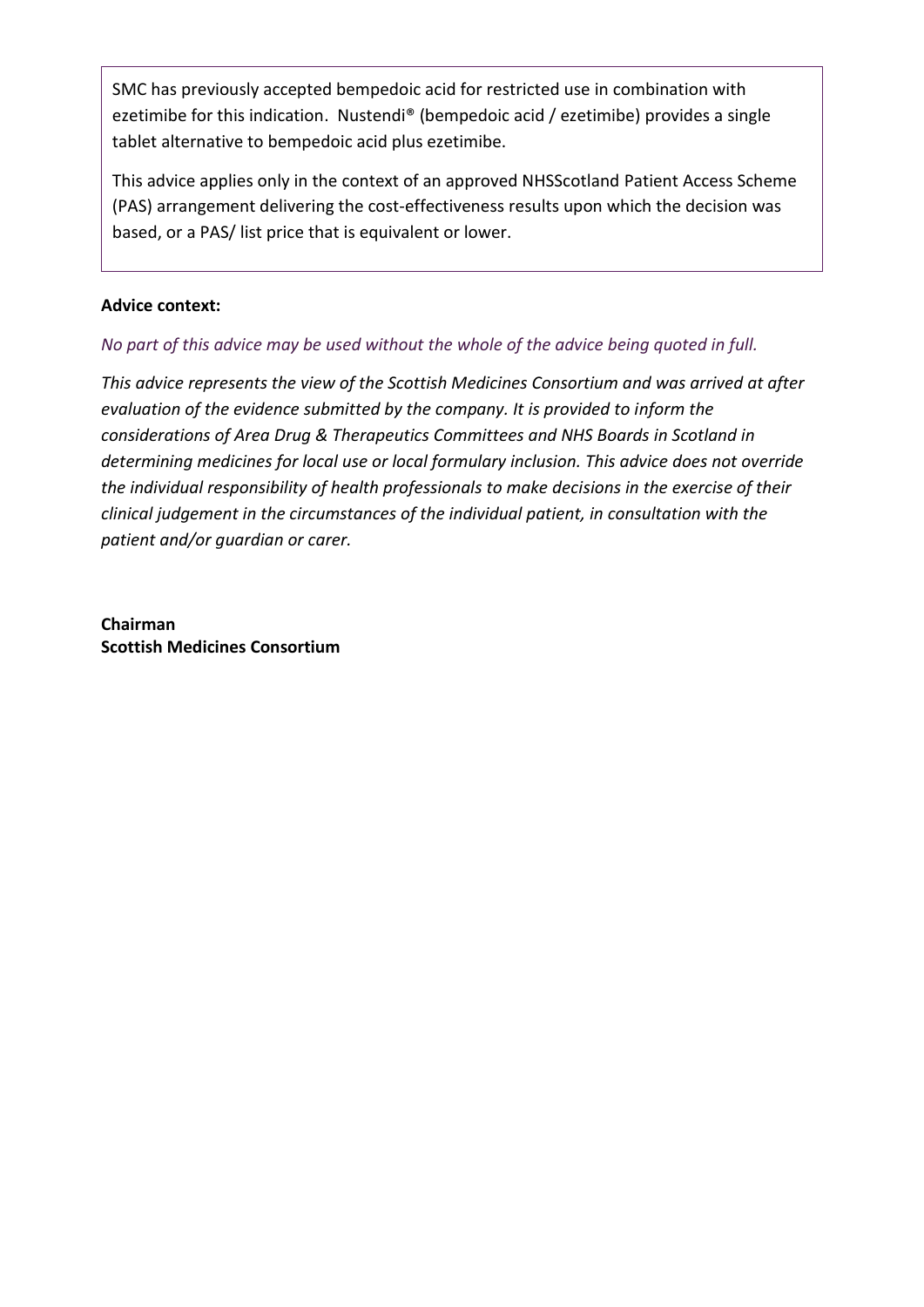SMC has previously accepted bempedoic acid for restricted use in combination with ezetimibe for this indication. Nustendi® (bempedoic acid / ezetimibe) provides a single tablet alternative to bempedoic acid plus ezetimibe.

This advice applies only in the context of an approved NHSScotland Patient Access Scheme (PAS) arrangement delivering the cost-effectiveness results upon which the decision was based, or a PAS/ list price that is equivalent or lower.

**Advice context:**

*No part of this advice may be used without the whole of the advice being quoted in full.*

*This advice represents the view of the Scottish Medicines Consortium and was arrived at after evaluation of the evidence submitted by the company. It is provided to inform the considerations of Area Drug & Therapeutics Committees and NHS Boards in Scotland in determining medicines for local use or local formulary inclusion. This advice does not override the individual responsibility of health professionals to make decisions in the exercise of their clinical judgement in the circumstances of the individual patient, in consultation with the patient and/or guardian or carer.*

**Chairman**
**Scottish Medicines Consortium**